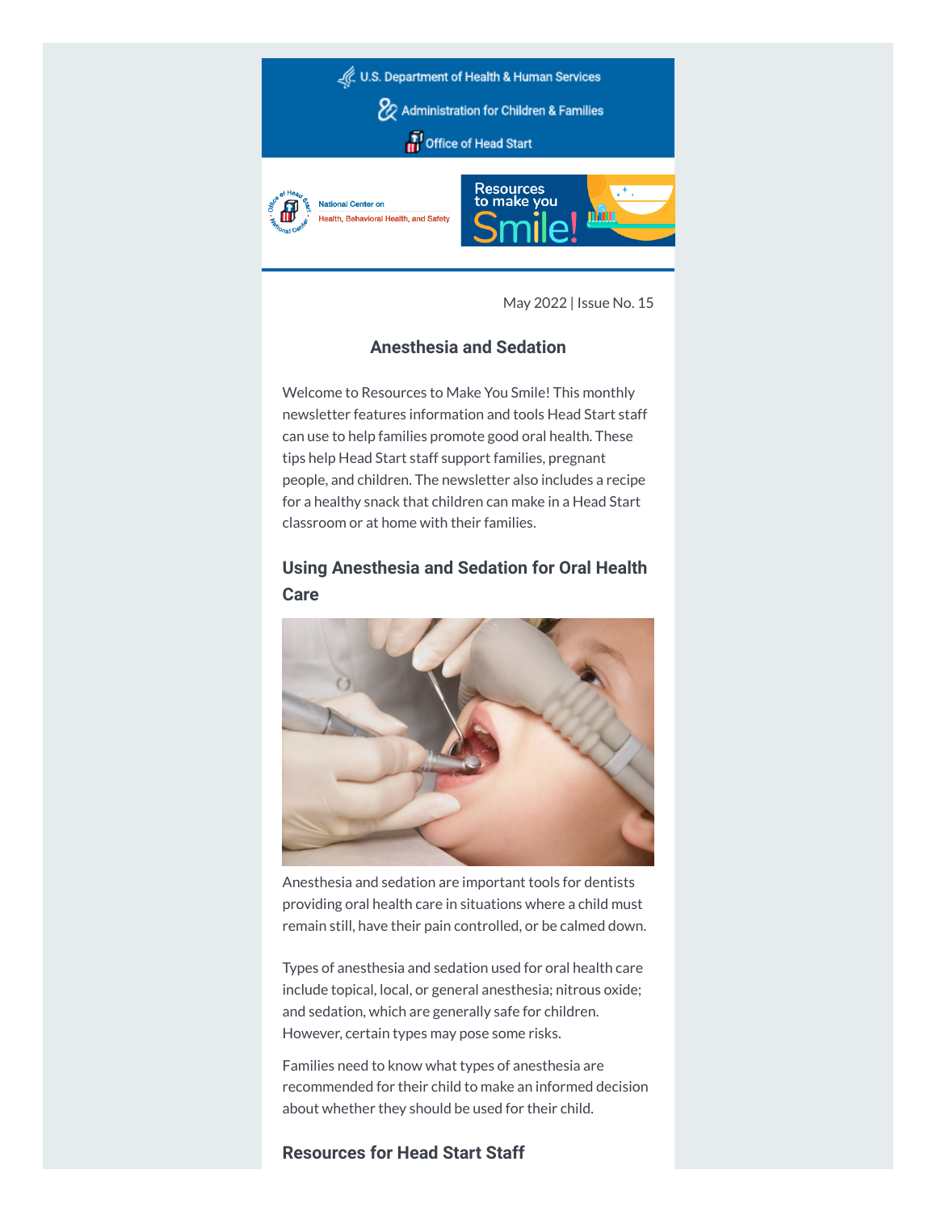U.S. Department of Health & Human Services

Administration for Children & Families

Office of Head Start

National Center on Health, Behavioral Health, and Safety

Resources to make you Smile!

May 2022 | Issue No. 15

### Anesthesia and Sedation

Welcome to Resources to Make You Smile! This monthly newsletter features information and tools Head Start staff can use to help families promote good oral health. These tips help Head Start staff support families, pregnant people, and children. The newsletter also includes a recipe for a healthy snack that children can make in a Head Start classroom or at home with their families.

## Using Anesthesia and Sedation for Oral Health Care

Anesthesia and sedation are important tools for dentists providing oral health care in situations where a child must remain still, have their pain controlled, or be calmed down.

Types of anesthesia and sedation used for oral health care include topical, local, or general anesthesia; nitrous oxide; and sedation, which are generally safe for children. However, certain types may pose some risks.

Families need to know what types of anesthesia are recommended for their child to make an informed decision about whether they should be used for their child.

### Resources for Head Start Staff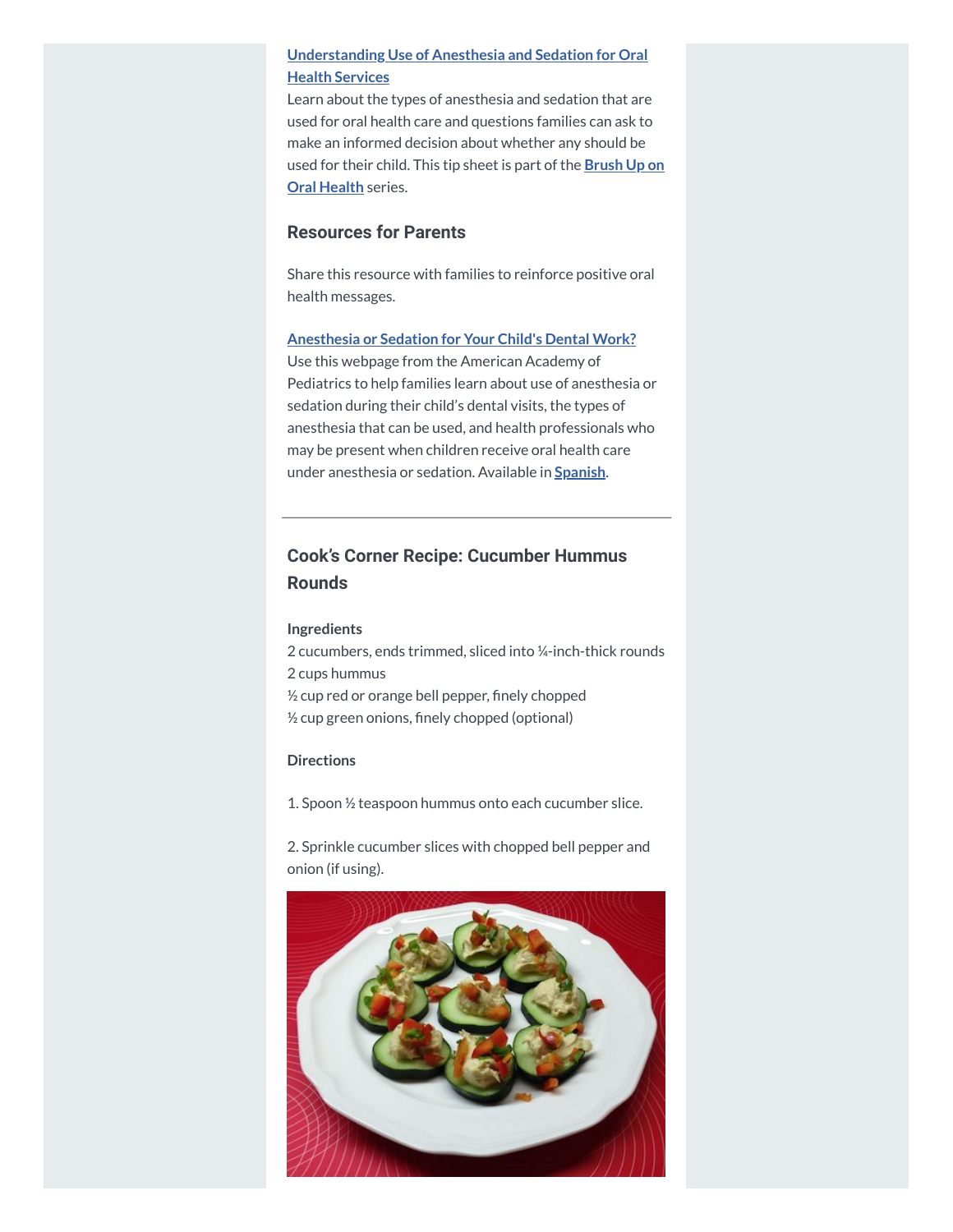**[Understanding Use of Anesthesia and Sedation for Oral Health Services]**

Learn about the types of anesthesia and sedation that are used for oral health care and questions families can ask to make an informed decision about whether any should be used for their child. This tip sheet is part of the **Brush Up on Oral Health** series.

### Resources for Parents

Share this resource with families to reinforce positive oral health messages.

**Anesthesia or Sedation for Your Child's Dental Work?**

Use this webpage from the American Academy of Pediatrics to help families learn about use of anesthesia or sedation during their child's dental visits, the types of anesthesia that can be used, and health professionals who may be present when children receive oral health care under anesthesia or sedation. Available in **Spanish**.

---

### Cook's Corner Recipe: Cucumber Hummus Rounds

**Ingredients**

2 cucumbers, ends trimmed, sliced into ¼-inch-thick rounds
2 cups hummus
½ cup red or orange bell pepper, finely chopped
½ cup green onions, finely chopped (optional)

**Directions**

1. Spoon ½ teaspoon hummus onto each cucumber slice.

2. Sprinkle cucumber slices with chopped bell pepper and onion (if using).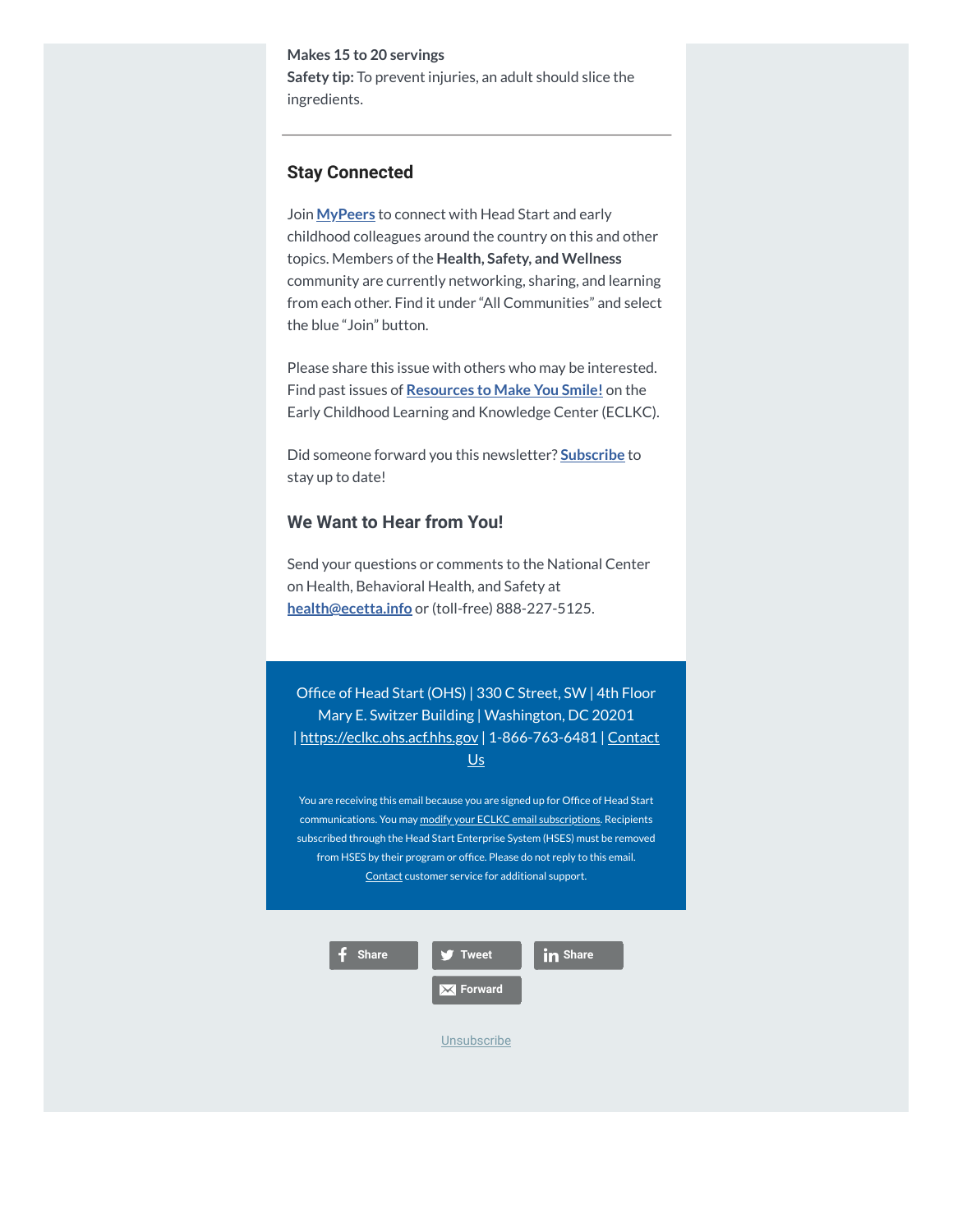**Makes 15 to 20 servings**
**Safety tip:** To prevent injuries, an adult should slice the ingredients.

---

## Stay Connected

Join **MyPeers** to connect with Head Start and early childhood colleagues around the country on this and other topics. Members of the **Health, Safety, and Wellness** community are currently networking, sharing, and learning from each other. Find it under "All Communities" and select the blue "Join" button.

Please share this issue with others who may be interested. Find past issues of **Resources to Make You Smile!** on the Early Childhood Learning and Knowledge Center (ECLKC).

Did someone forward you this newsletter? **Subscribe** to stay up to date!

## We Want to Hear from You!

Send your questions or comments to the National Center on Health, Behavioral Health, and Safety at **health@ecetta.info** or (toll-free) 888-227-5125.

Office of Head Start (OHS) | 330 C Street, SW | 4th Floor Mary E. Switzer Building | Washington, DC 20201 | https://eclkc.ohs.acf.hhs.gov | 1-866-763-6481 | Contact Us

You are receiving this email because you are signed up for Office of Head Start communications. You may modify your ECLKC email subscriptions. Recipients subscribed through the Head Start Enterprise System (HSES) must be removed from HSES by their program or office. Please do not reply to this email. Contact customer service for additional support.

Share Tweet Share Forward

Unsubscribe